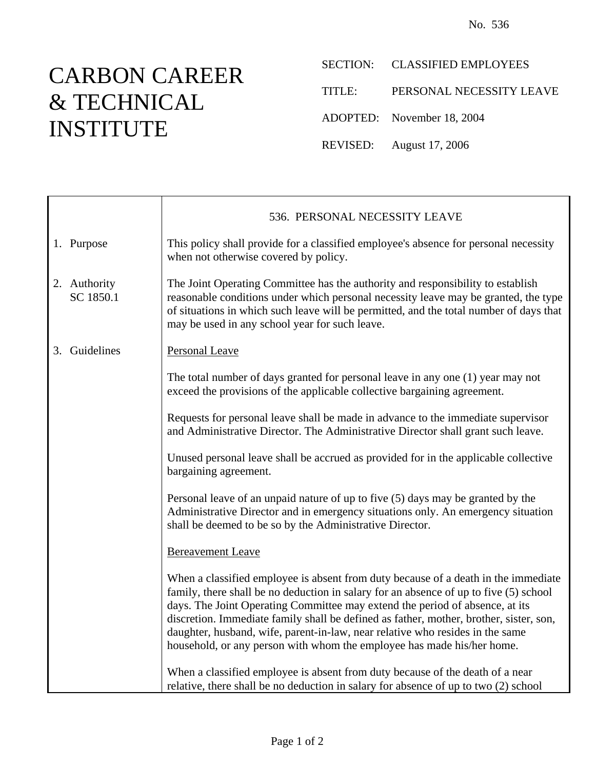No. 536

# CARBON CAREER & TECHNICAL INSTITUTE

SECTION: CLASSIFIED EMPLOYEES

TITLE: PERSONAL NECESSITY LEAVE

ADOPTED: November 18, 2004

REVISED: August 17, 2006

## 536. PERSONAL NECESSITY LEAVE

**1. Purpose**

This policy shall provide for a classified employee's absence for personal necessity when not otherwise covered by policy.

**2. Authority**
SC 1850.1

The Joint Operating Committee has the authority and responsibility to establish reasonable conditions under which personal necessity leave may be granted, the type of situations in which such leave will be permitted, and the total number of days that may be used in any school year for such leave.

**3. Guidelines**

Personal Leave

The total number of days granted for personal leave in any one (1) year may not exceed the provisions of the applicable collective bargaining agreement.

Requests for personal leave shall be made in advance to the immediate supervisor and Administrative Director. The Administrative Director shall grant such leave.

Unused personal leave shall be accrued as provided for in the applicable collective bargaining agreement.

Personal leave of an unpaid nature of up to five (5) days may be granted by the Administrative Director and in emergency situations only. An emergency situation shall be deemed to be so by the Administrative Director.

Bereavement Leave

When a classified employee is absent from duty because of a death in the immediate family, there shall be no deduction in salary for an absence of up to five (5) school days. The Joint Operating Committee may extend the period of absence, at its discretion. Immediate family shall be defined as father, mother, brother, sister, son, daughter, husband, wife, parent-in-law, near relative who resides in the same household, or any person with whom the employee has made his/her home.

When a classified employee is absent from duty because of the death of a near relative, there shall be no deduction in salary for absence of up to two (2) school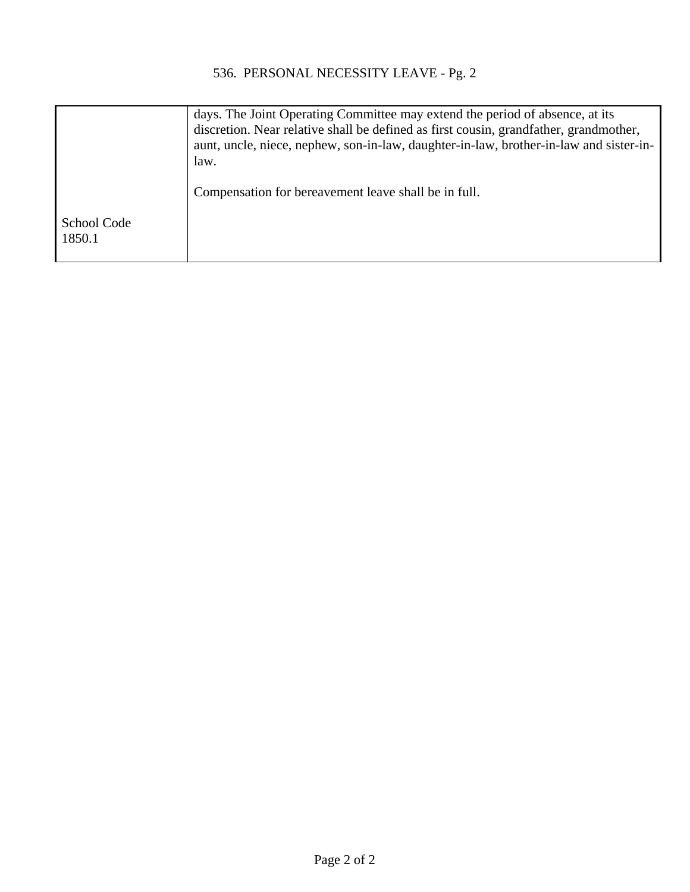| | |
|---|---|
| School Code 1850.1 | days. The Joint Operating Committee may extend the period of absence, at its discretion. Near relative shall be defined as first cousin, grandfather, grandmother, aunt, uncle, niece, nephew, son-in-law, daughter-in-law, brother-in-law and sister-in-law.<br><br>Compensation for bereavement leave shall be in full. |